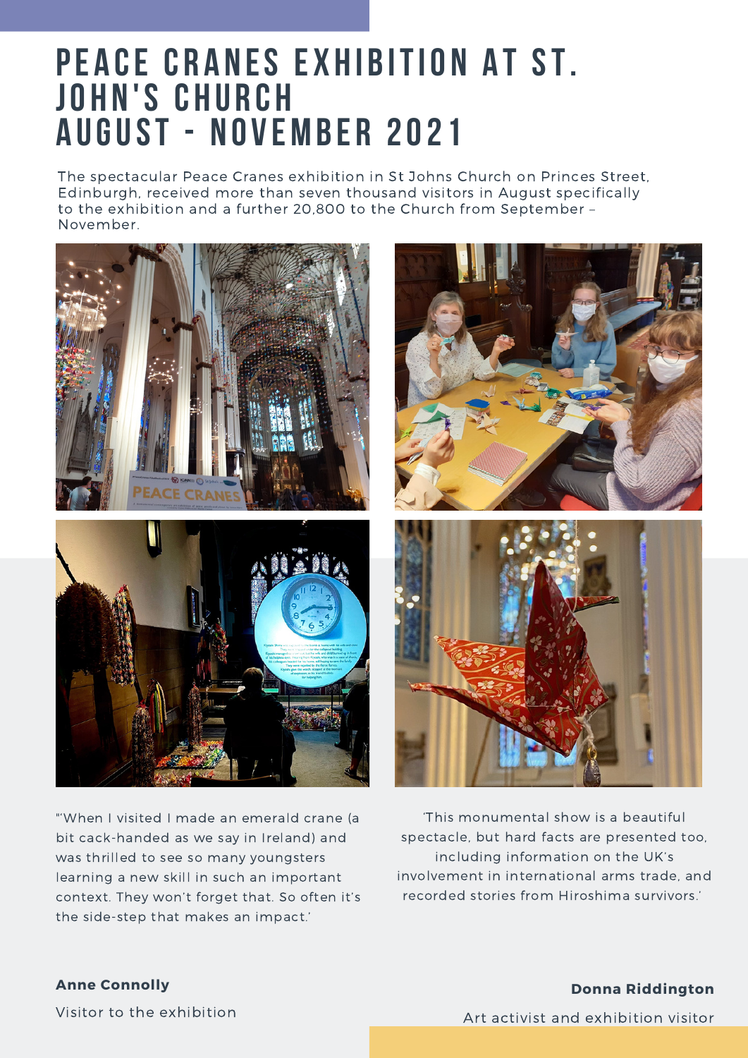# PEACE CRANES EXHIBITION AT ST. JOHN'S CHURCH AUGUST - NOVEMBER 2021

The spectacular Peace Cranes exhibition in St Johns Church on Princes Street, Edinburgh, received more than seven thousand visitors in August specifically to the exhibition and a further 20,800 to the Church from September – November.

"'When I visited I made an emerald crane (a bit cack-handed as we say in Ireland) and was thrilled to see so many youngsters learning a new skill in such an important context. They won't forget that. So often it's the side-step that makes an impact.'

**Anne Connolly**

Visitor to the exhibition

'This monumental show is a beautiful spectacle, but hard facts are presented too, including information on the UK's involvement in international arms trade, and recorded stories from Hiroshima survivors.'

**Donna Riddington**

Art activist and exhibition visitor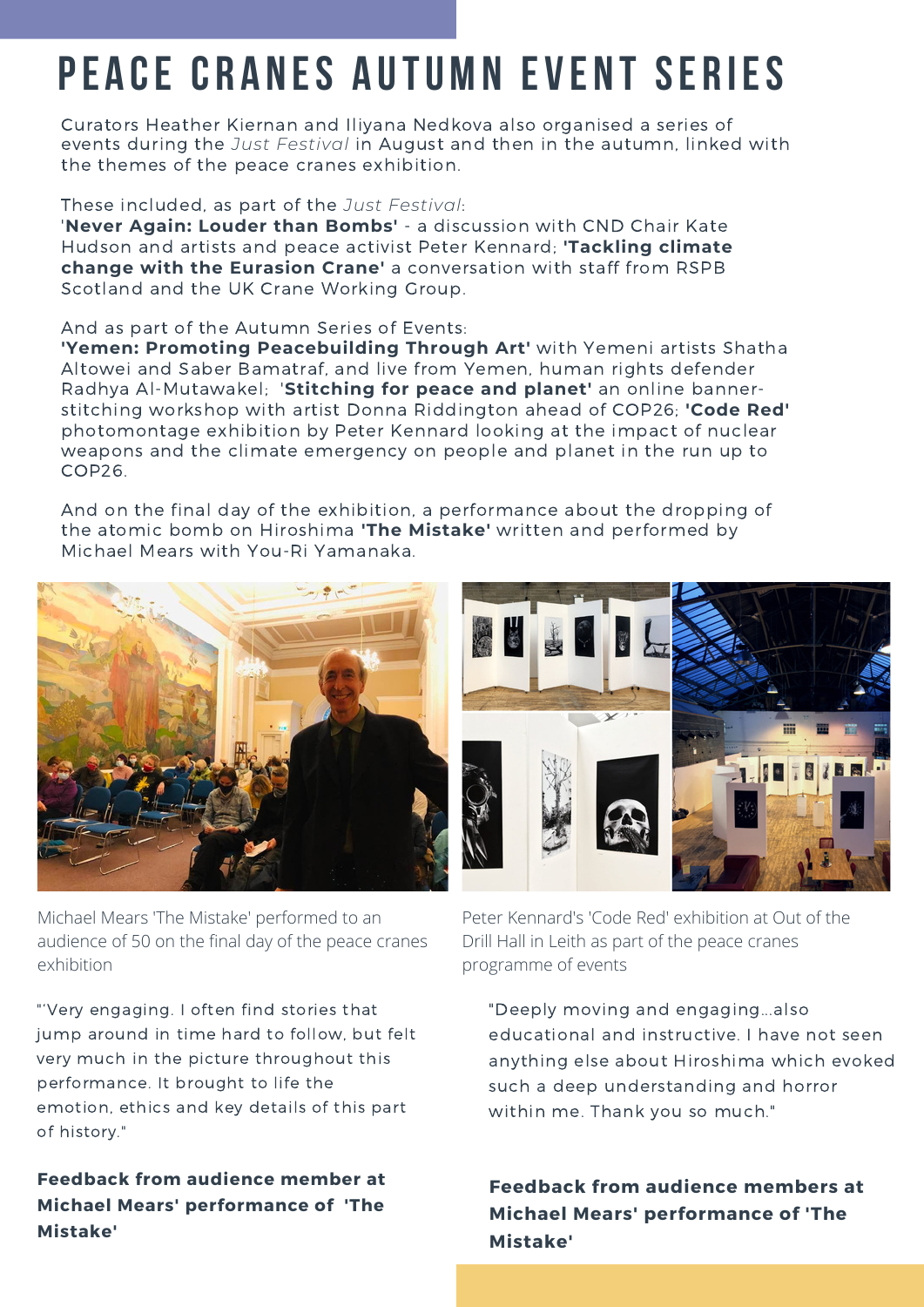# PEACE CRANES AUTUMN EVENT SERIES

Curators Heather Kiernan and Iliyana Nedkova also organised a series of events during the *Just Festival* in August and then in the autumn, linked with the themes of the peace cranes exhibition.

These included, as part of the *Just Festival*:
'**Never Again: Louder than Bombs'** - a discussion with CND Chair Kate Hudson and artists and peace activist Peter Kennard; **'Tackling climate change with the Eurasion Crane'** a conversation with staff from RSPB Scotland and the UK Crane Working Group.

And as part of the Autumn Series of Events:
**'Yemen: Promoting Peacebuilding Through Art'** with Yemeni artists Shatha Altowei and Saber Bamatraf, and live from Yemen, human rights defender Radhya Al-Mutawakel; '**Stitching for peace and planet'** an online banner-stitching workshop with artist Donna Riddington ahead of COP26; **'Code Red'** photomontage exhibition by Peter Kennard looking at the impact of nuclear weapons and the climate emergency on people and planet in the run up to COP26.

And on the final day of the exhibition, a performance about the dropping of the atomic bomb on Hiroshima **'The Mistake'** written and performed by Michael Mears with You-Ri Yamanaka.

Michael Mears 'The Mistake' performed to an audience of 50 on the final day of the peace cranes exhibition

Peter Kennard's 'Code Red' exhibition at Out of the Drill Hall in Leith as part of the peace cranes programme of events

"'Very engaging. I often find stories that jump around in time hard to follow, but felt very much in the picture throughout this performance. It brought to life the emotion, ethics and key details of this part of history."

**Feedback from audience member at Michael Mears' performance of 'The Mistake'**

"Deeply moving and engaging...also educational and instructive. I have not seen anything else about Hiroshima which evoked such a deep understanding and horror within me. Thank you so much."

**Feedback from audience members at Michael Mears' performance of 'The Mistake'**